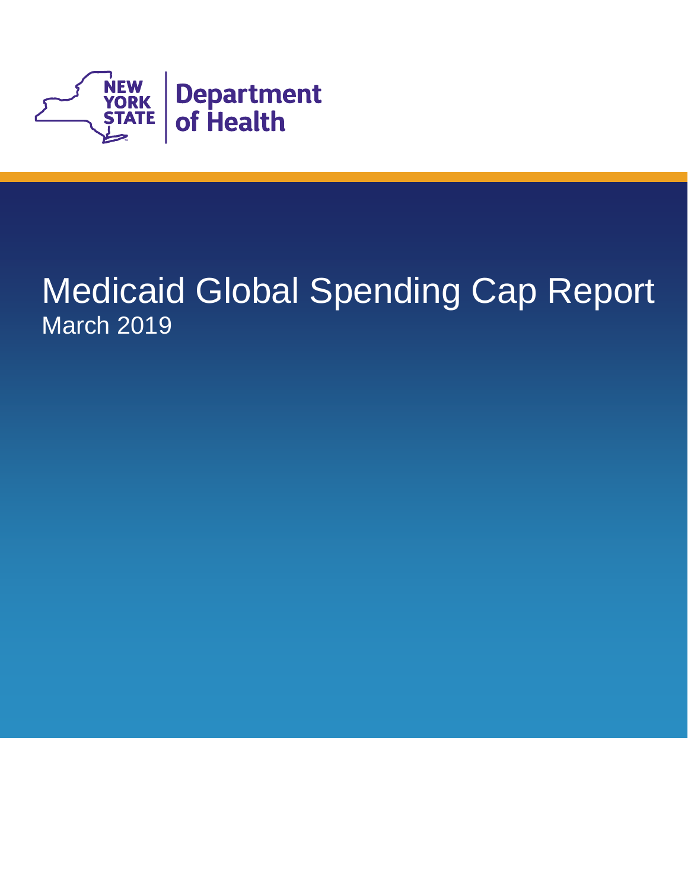NEW YORK STATE | Department of Health

# Medicaid Global Spending Cap Report

March 2019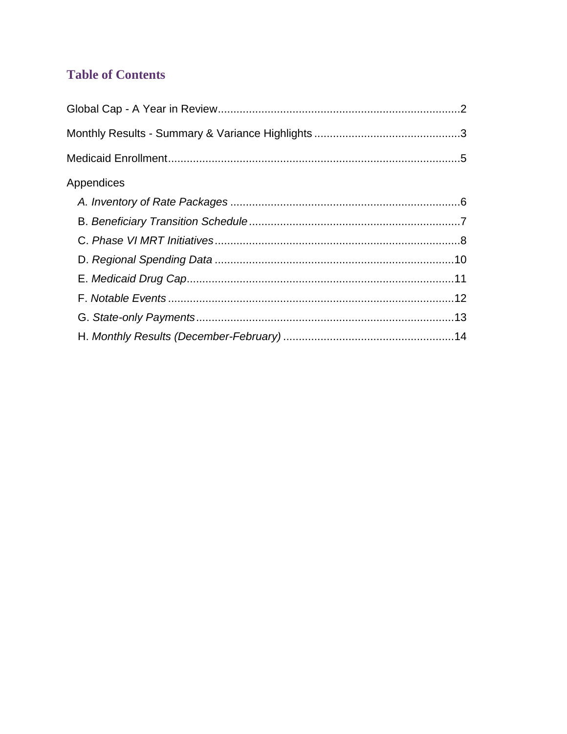## Table of Contents

Global Cap - A Year in Review....................2

Monthly Results - Summary & Variance Highlights....................3

Medicaid Enrollment....................5

Appendices

- *A. Inventory of Rate Packages*....................6
- B. *Beneficiary Transition Schedule*....................7
- C. *Phase VI MRT Initiatives*....................8
- D. *Regional Spending Data*....................10
- E. *Medicaid Drug Cap*....................11
- F. *Notable Events*....................12
- G. *State-only Payments*....................13
- H. *Monthly Results (December-February)*....................14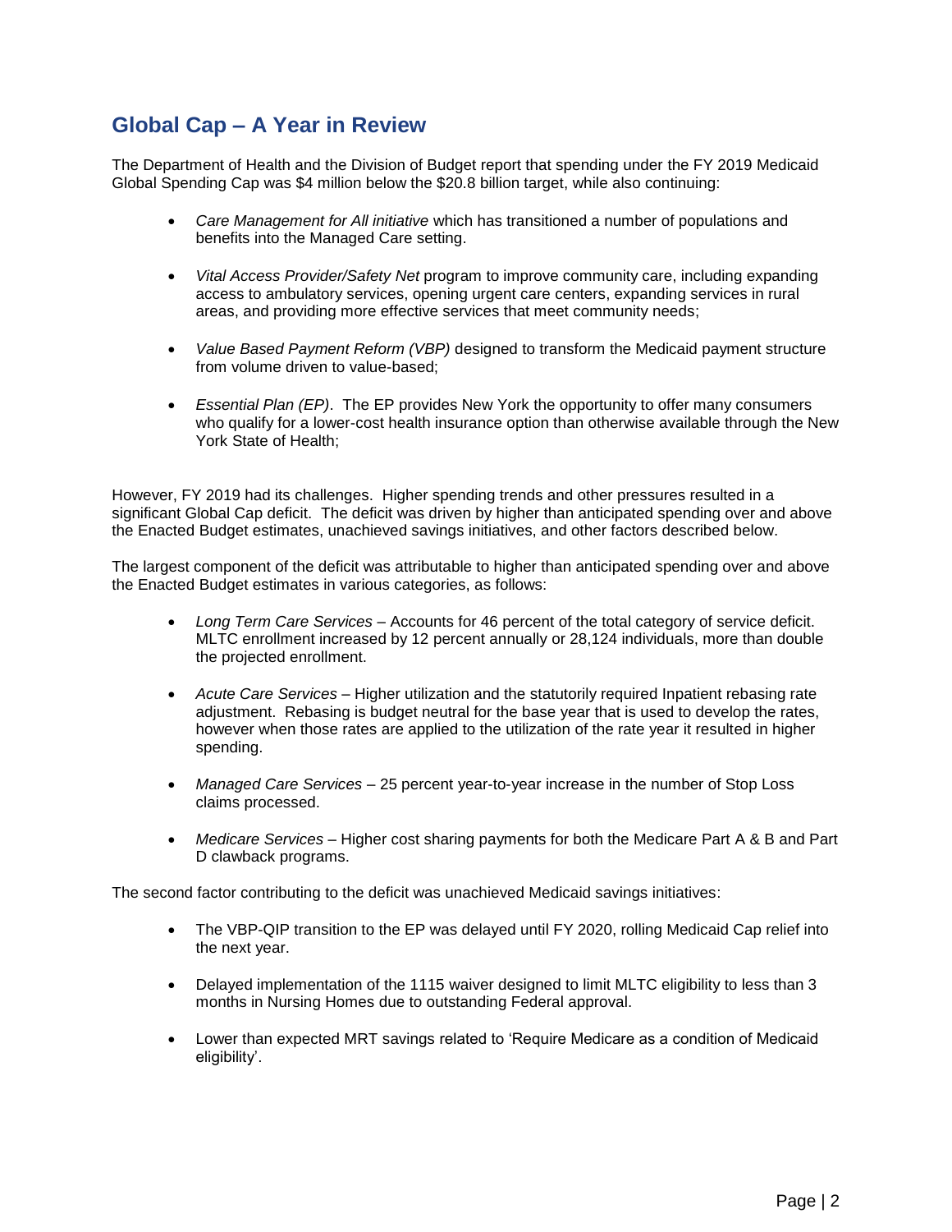## Global Cap – A Year in Review

The Department of Health and the Division of Budget report that spending under the FY 2019 Medicaid Global Spending Cap was $4 million below the $20.8 billion target, while also continuing:

- *Care Management for All initiative* which has transitioned a number of populations and benefits into the Managed Care setting.
- *Vital Access Provider/Safety Net* program to improve community care, including expanding access to ambulatory services, opening urgent care centers, expanding services in rural areas, and providing more effective services that meet community needs;
- *Value Based Payment Reform (VBP)* designed to transform the Medicaid payment structure from volume driven to value-based;
- *Essential Plan (EP)*. The EP provides New York the opportunity to offer many consumers who qualify for a lower-cost health insurance option than otherwise available through the New York State of Health;

However, FY 2019 had its challenges. Higher spending trends and other pressures resulted in a significant Global Cap deficit. The deficit was driven by higher than anticipated spending over and above the Enacted Budget estimates, unachieved savings initiatives, and other factors described below.

The largest component of the deficit was attributable to higher than anticipated spending over and above the Enacted Budget estimates in various categories, as follows:

- *Long Term Care Services* – Accounts for 46 percent of the total category of service deficit. MLTC enrollment increased by 12 percent annually or 28,124 individuals, more than double the projected enrollment.
- *Acute Care Services* – Higher utilization and the statutorily required Inpatient rebasing rate adjustment. Rebasing is budget neutral for the base year that is used to develop the rates, however when those rates are applied to the utilization of the rate year it resulted in higher spending.
- *Managed Care Services* – 25 percent year-to-year increase in the number of Stop Loss claims processed.
- *Medicare Services* – Higher cost sharing payments for both the Medicare Part A & B and Part D clawback programs.

The second factor contributing to the deficit was unachieved Medicaid savings initiatives:

- The VBP-QIP transition to the EP was delayed until FY 2020, rolling Medicaid Cap relief into the next year.
- Delayed implementation of the 1115 waiver designed to limit MLTC eligibility to less than 3 months in Nursing Homes due to outstanding Federal approval.
- Lower than expected MRT savings related to 'Require Medicare as a condition of Medicaid eligibility'.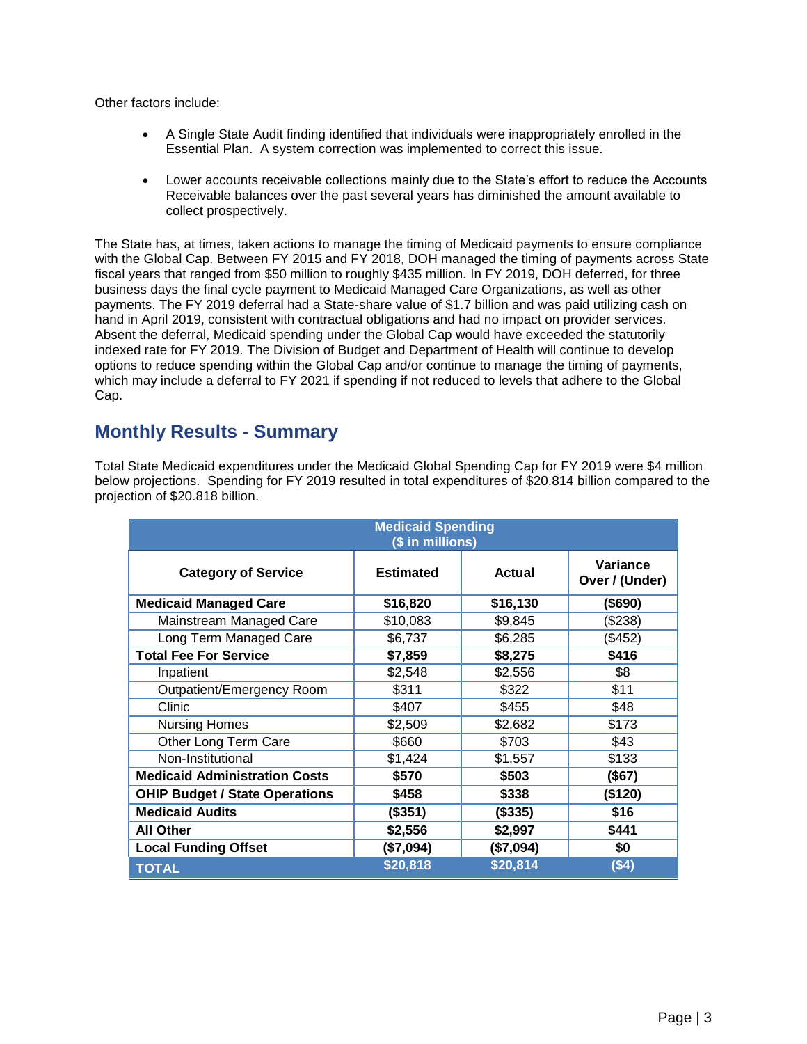Other factors include:

- A Single State Audit finding identified that individuals were inappropriately enrolled in the Essential Plan. A system correction was implemented to correct this issue.
- Lower accounts receivable collections mainly due to the State's effort to reduce the Accounts Receivable balances over the past several years has diminished the amount available to collect prospectively.

The State has, at times, taken actions to manage the timing of Medicaid payments to ensure compliance with the Global Cap. Between FY 2015 and FY 2018, DOH managed the timing of payments across State fiscal years that ranged from $50 million to roughly $435 million. In FY 2019, DOH deferred, for three business days the final cycle payment to Medicaid Managed Care Organizations, as well as other payments. The FY 2019 deferral had a State-share value of $1.7 billion and was paid utilizing cash on hand in April 2019, consistent with contractual obligations and had no impact on provider services. Absent the deferral, Medicaid spending under the Global Cap would have exceeded the statutorily indexed rate for FY 2019. The Division of Budget and Department of Health will continue to develop options to reduce spending within the Global Cap and/or continue to manage the timing of payments, which may include a deferral to FY 2021 if spending if not reduced to levels that adhere to the Global Cap.

## Monthly Results - Summary

Total State Medicaid expenditures under the Medicaid Global Spending Cap for FY 2019 were $4 million below projections. Spending for FY 2019 resulted in total expenditures of $20.814 billion compared to the projection of $20.818 billion.

| Medicaid Spending ($ in millions) | | | |
|---|---|---|---|
| **Category of Service** | **Estimated** | **Actual** | **Variance Over / (Under)** |
| **Medicaid Managed Care** | **$16,820** | **$16,130** | **($690)** |
| Mainstream Managed Care | $10,083 | $9,845 | ($238) |
| Long Term Managed Care | $6,737 | $6,285 | ($452) |
| **Total Fee For Service** | **$7,859** | **$8,275** | **$416** |
| Inpatient | $2,548 | $2,556 | $8 |
| Outpatient/Emergency Room | $311 | $322 | $11 |
| Clinic | $407 | $455 | $48 |
| Nursing Homes | $2,509 | $2,682 | $173 |
| Other Long Term Care | $660 | $703 | $43 |
| Non-Institutional | $1,424 | $1,557 | $133 |
| **Medicaid Administration Costs** | **$570** | **$503** | **($67)** |
| **OHIP Budget / State Operations** | **$458** | **$338** | **($120)** |
| **Medicaid Audits** | **($351)** | **($335)** | **$16** |
| **All Other** | **$2,556** | **$2,997** | **$441** |
| **Local Funding Offset** | **($7,094)** | **($7,094)** | **$0** |
| **TOTAL** | **$20,818** | **$20,814** | **($4)** |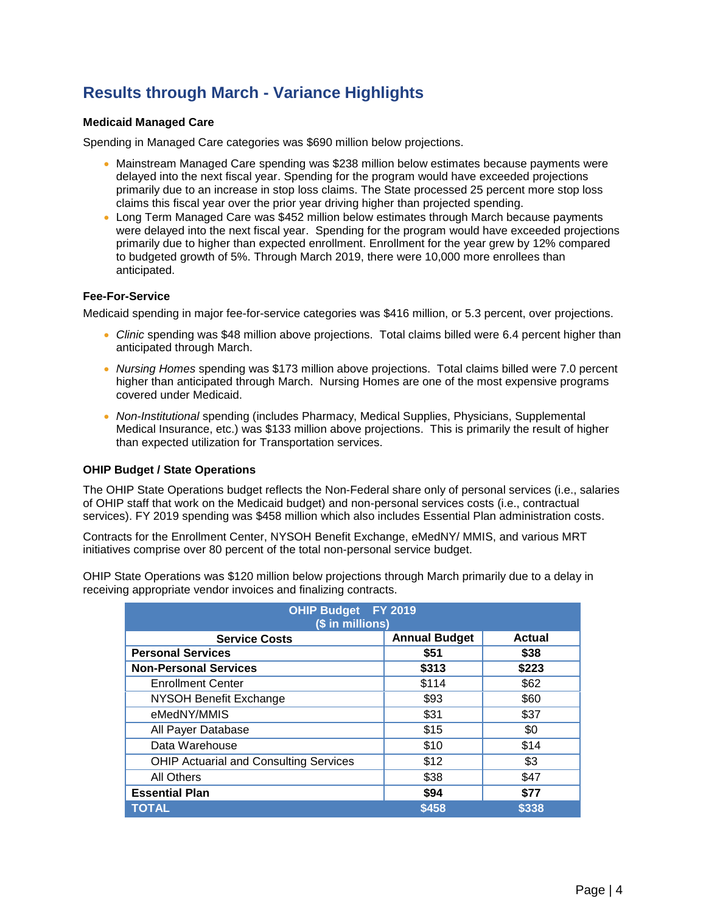# Results through March - Variance Highlights

**Medicaid Managed Care**

Spending in Managed Care categories was $690 million below projections.

- Mainstream Managed Care spending was $238 million below estimates because payments were delayed into the next fiscal year. Spending for the program would have exceeded projections primarily due to an increase in stop loss claims. The State processed 25 percent more stop loss claims this fiscal year over the prior year driving higher than projected spending.
- Long Term Managed Care was $452 million below estimates through March because payments were delayed into the next fiscal year. Spending for the program would have exceeded projections primarily due to higher than expected enrollment. Enrollment for the year grew by 12% compared to budgeted growth of 5%. Through March 2019, there were 10,000 more enrollees than anticipated.

**Fee-For-Service**

Medicaid spending in major fee-for-service categories was $416 million, or 5.3 percent, over projections.

- *Clinic* spending was $48 million above projections. Total claims billed were 6.4 percent higher than anticipated through March.
- *Nursing Homes* spending was $173 million above projections. Total claims billed were 7.0 percent higher than anticipated through March. Nursing Homes are one of the most expensive programs covered under Medicaid.
- *Non-Institutional* spending (includes Pharmacy, Medical Supplies, Physicians, Supplemental Medical Insurance, etc.) was $133 million above projections. This is primarily the result of higher than expected utilization for Transportation services.

**OHIP Budget / State Operations**

The OHIP State Operations budget reflects the Non-Federal share only of personal services (i.e., salaries of OHIP staff that work on the Medicaid budget) and non-personal services costs (i.e., contractual services). FY 2019 spending was $458 million which also includes Essential Plan administration costs.

Contracts for the Enrollment Center, NYSOH Benefit Exchange, eMedNY/ MMIS, and various MRT initiatives comprise over 80 percent of the total non-personal service budget.

OHIP State Operations was $120 million below projections through March primarily due to a delay in receiving appropriate vendor invoices and finalizing contracts.

| OHIP Budget FY 2019 ($ in millions) | | |
|---|---|---|
| **Service Costs** | **Annual Budget** | **Actual** |
| **Personal Services** | **$51** | **$38** |
| **Non-Personal Services** | **$313** | **$223** |
| Enrollment Center | $114 | $62 |
| NYSOH Benefit Exchange | $93 | $60 |
| eMedNY/MMIS | $31 | $37 |
| All Payer Database | $15 | $0 |
| Data Warehouse | $10 | $14 |
| OHIP Actuarial and Consulting Services | $12 | $3 |
| All Others | $38 | $47 |
| **Essential Plan** | **$94** | **$77** |
| **TOTAL** | **$458** | **$338** |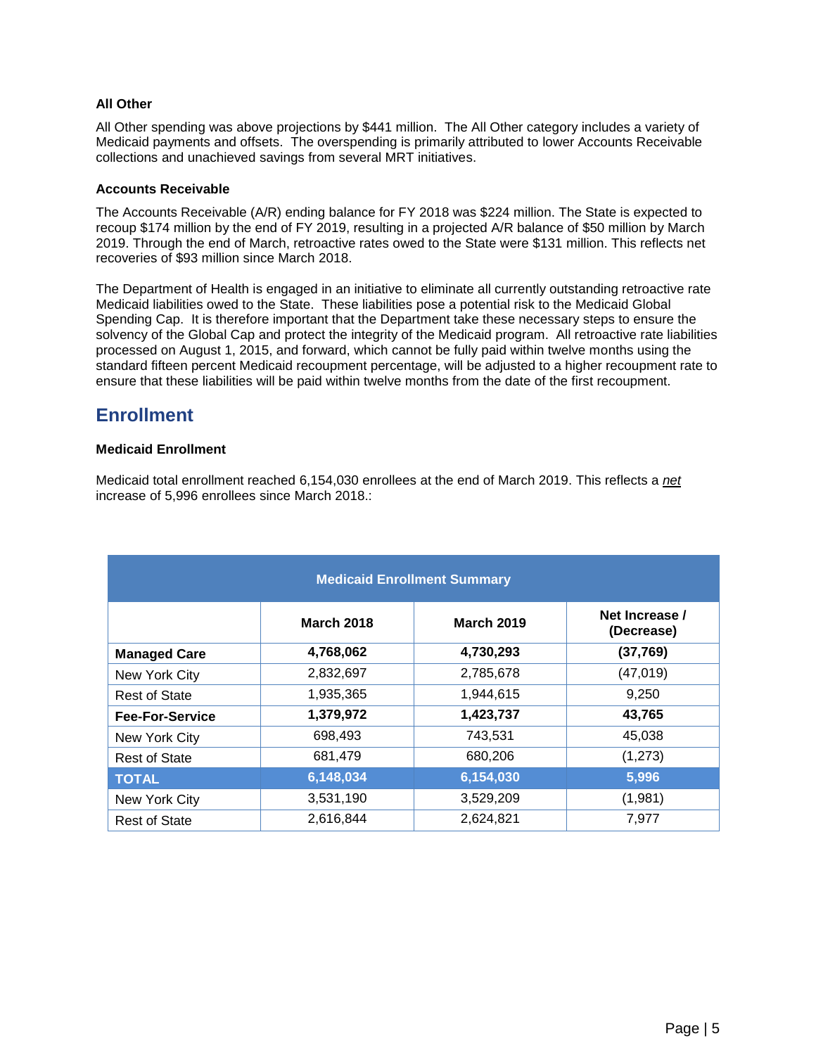### All Other

All Other spending was above projections by $441 million. The All Other category includes a variety of Medicaid payments and offsets. The overspending is primarily attributed to lower Accounts Receivable collections and unachieved savings from several MRT initiatives.

### Accounts Receivable

The Accounts Receivable (A/R) ending balance for FY 2018 was $224 million. The State is expected to recoup $174 million by the end of FY 2019, resulting in a projected A/R balance of $50 million by March 2019. Through the end of March, retroactive rates owed to the State were $131 million. This reflects net recoveries of $93 million since March 2018.

The Department of Health is engaged in an initiative to eliminate all currently outstanding retroactive rate Medicaid liabilities owed to the State. These liabilities pose a potential risk to the Medicaid Global Spending Cap. It is therefore important that the Department take these necessary steps to ensure the solvency of the Global Cap and protect the integrity of the Medicaid program. All retroactive rate liabilities processed on August 1, 2015, and forward, which cannot be fully paid within twelve months using the standard fifteen percent Medicaid recoupment percentage, will be adjusted to a higher recoupment rate to ensure that these liabilities will be paid within twelve months from the date of the first recoupment.

## Enrollment

### Medicaid Enrollment

Medicaid total enrollment reached 6,154,030 enrollees at the end of March 2019. This reflects a *net* increase of 5,996 enrollees since March 2018.:

| Medicaid Enrollment Summary | | | |
|---|---|---|---|
| | **March 2018** | **March 2019** | **Net Increase / (Decrease)** |
| **Managed Care** | **4,768,062** | **4,730,293** | **(37,769)** |
| New York City | 2,832,697 | 2,785,678 | (47,019) |
| Rest of State | 1,935,365 | 1,944,615 | 9,250 |
| **Fee-For-Service** | **1,379,972** | **1,423,737** | **43,765** |
| New York City | 698,493 | 743,531 | 45,038 |
| Rest of State | 681,479 | 680,206 | (1,273) |
| **TOTAL** | **6,148,034** | **6,154,030** | **5,996** |
| New York City | 3,531,190 | 3,529,209 | (1,981) |
| Rest of State | 2,616,844 | 2,624,821 | 7,977 |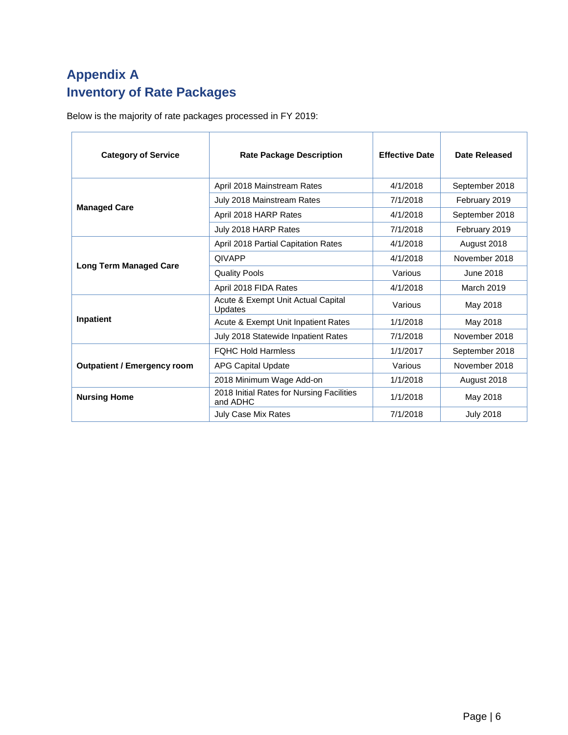## Appendix A
## Inventory of Rate Packages

Below is the majority of rate packages processed in FY 2019:

| Category of Service | Rate Package Description | Effective Date | Date Released |
|---|---|---|---|
| **Managed Care** | April 2018 Mainstream Rates | 4/1/2018 | September 2018 |
| | July 2018 Mainstream Rates | 7/1/2018 | February 2019 |
| | April 2018 HARP Rates | 4/1/2018 | September 2018 |
| | July 2018 HARP Rates | 7/1/2018 | February 2019 |
| **Long Term Managed Care** | April 2018 Partial Capitation Rates | 4/1/2018 | August 2018 |
| | QIVAPP | 4/1/2018 | November 2018 |
| | Quality Pools | Various | June 2018 |
| | April 2018 FIDA Rates | 4/1/2018 | March 2019 |
| **Inpatient** | Acute & Exempt Unit Actual Capital Updates | Various | May 2018 |
| | Acute & Exempt Unit Inpatient Rates | 1/1/2018 | May 2018 |
| | July 2018 Statewide Inpatient Rates | 7/1/2018 | November 2018 |
| **Outpatient / Emergency room** | FQHC Hold Harmless | 1/1/2017 | September 2018 |
| | APG Capital Update | Various | November 2018 |
| | 2018 Minimum Wage Add-on | 1/1/2018 | August 2018 |
| **Nursing Home** | 2018 Initial Rates for Nursing Facilities and ADHC | 1/1/2018 | May 2018 |
| | July Case Mix Rates | 7/1/2018 | July 2018 |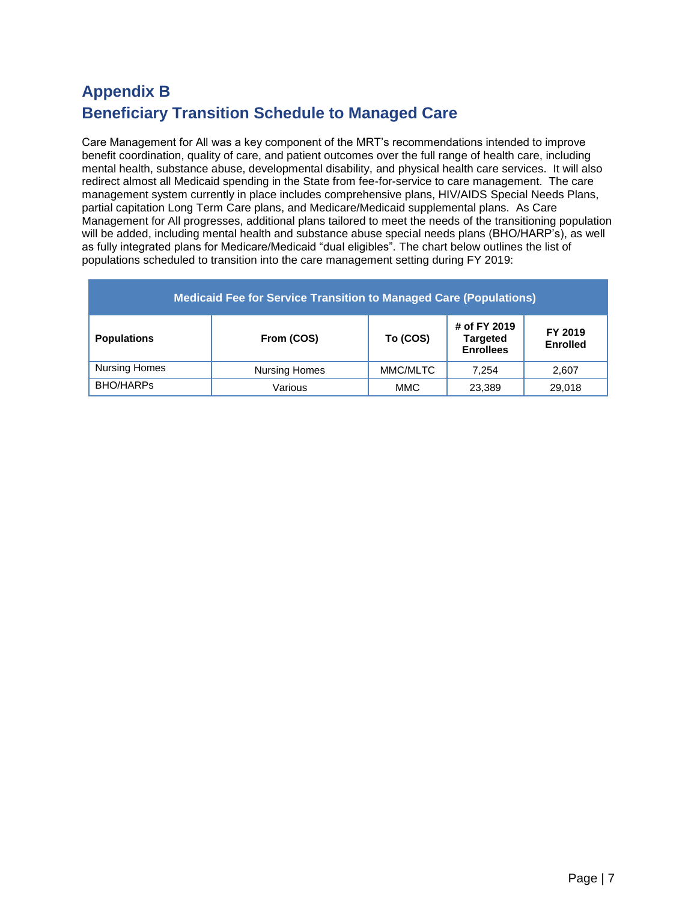## Appendix B

## Beneficiary Transition Schedule to Managed Care

Care Management for All was a key component of the MRT's recommendations intended to improve benefit coordination, quality of care, and patient outcomes over the full range of health care, including mental health, substance abuse, developmental disability, and physical health care services. It will also redirect almost all Medicaid spending in the State from fee-for-service to care management. The care management system currently in place includes comprehensive plans, HIV/AIDS Special Needs Plans, partial capitation Long Term Care plans, and Medicare/Medicaid supplemental plans. As Care Management for All progresses, additional plans tailored to meet the needs of the transitioning population will be added, including mental health and substance abuse special needs plans (BHO/HARP's), as well as fully integrated plans for Medicare/Medicaid "dual eligibles". The chart below outlines the list of populations scheduled to transition into the care management setting during FY 2019:

| Medicaid Fee for Service Transition to Managed Care (Populations) | | | | |
|---|---|---|---|---|
| **Populations** | **From (COS)** | **To (COS)** | **# of FY 2019 Targeted Enrollees** | **FY 2019 Enrolled** |
| Nursing Homes | Nursing Homes | MMC/MLTC | 7,254 | 2,607 |
| BHO/HARPs | Various | MMC | 23,389 | 29,018 |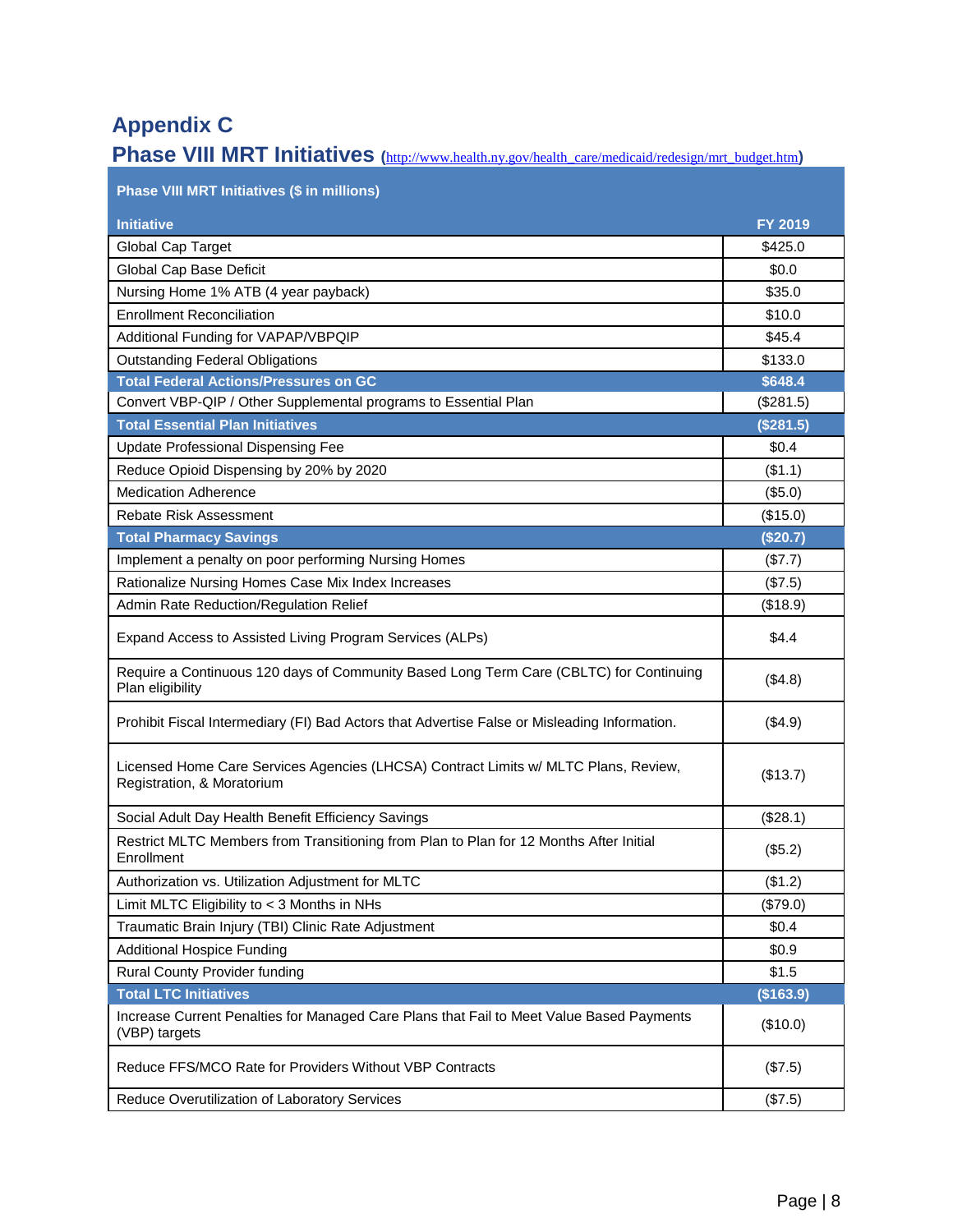# Appendix C

## Phase VIII MRT Initiatives (http://www.health.ny.gov/health_care/medicaid/redesign/mrt_budget.htm)

| Phase VIII MRT Initiatives ($ in millions) | |
|---|---|
| **Initiative** | **FY 2019** |
| Global Cap Target | $425.0 |
| Global Cap Base Deficit | $0.0 |
| Nursing Home 1% ATB (4 year payback) | $35.0 |
| Enrollment Reconciliation | $10.0 |
| Additional Funding for VAPAP/VBPQIP | $45.4 |
| Outstanding Federal Obligations | $133.0 |
| **Total Federal Actions/Pressures on GC** | **$648.4** |
| Convert VBP-QIP / Other Supplemental programs to Essential Plan | ($281.5) |
| **Total Essential Plan Initiatives** | **($281.5)** |
| Update Professional Dispensing Fee | $0.4 |
| Reduce Opioid Dispensing by 20% by 2020 | ($1.1) |
| Medication Adherence | ($5.0) |
| Rebate Risk Assessment | ($15.0) |
| **Total Pharmacy Savings** | **($20.7)** |
| Implement a penalty on poor performing Nursing Homes | ($7.7) |
| Rationalize Nursing Homes Case Mix Index Increases | ($7.5) |
| Admin Rate Reduction/Regulation Relief | ($18.9) |
| Expand Access to Assisted Living Program Services (ALPs) | $4.4 |
| Require a Continuous 120 days of Community Based Long Term Care (CBLTC) for Continuing Plan eligibility | ($4.8) |
| Prohibit Fiscal Intermediary (FI) Bad Actors that Advertise False or Misleading Information. | ($4.9) |
| Licensed Home Care Services Agencies (LHCSA) Contract Limits w/ MLTC Plans, Review, Registration, & Moratorium | ($13.7) |
| Social Adult Day Health Benefit Efficiency Savings | ($28.1) |
| Restrict MLTC Members from Transitioning from Plan to Plan for 12 Months After Initial Enrollment | ($5.2) |
| Authorization vs. Utilization Adjustment for MLTC | ($1.2) |
| Limit MLTC Eligibility to < 3 Months in NHs | ($79.0) |
| Traumatic Brain Injury (TBI) Clinic Rate Adjustment | $0.4 |
| Additional Hospice Funding | $0.9 |
| Rural County Provider funding | $1.5 |
| **Total LTC Initiatives** | **($163.9)** |
| Increase Current Penalties for Managed Care Plans that Fail to Meet Value Based Payments (VBP) targets | ($10.0) |
| Reduce FFS/MCO Rate for Providers Without VBP Contracts | ($7.5) |
| Reduce Overutilization of Laboratory Services | ($7.5) |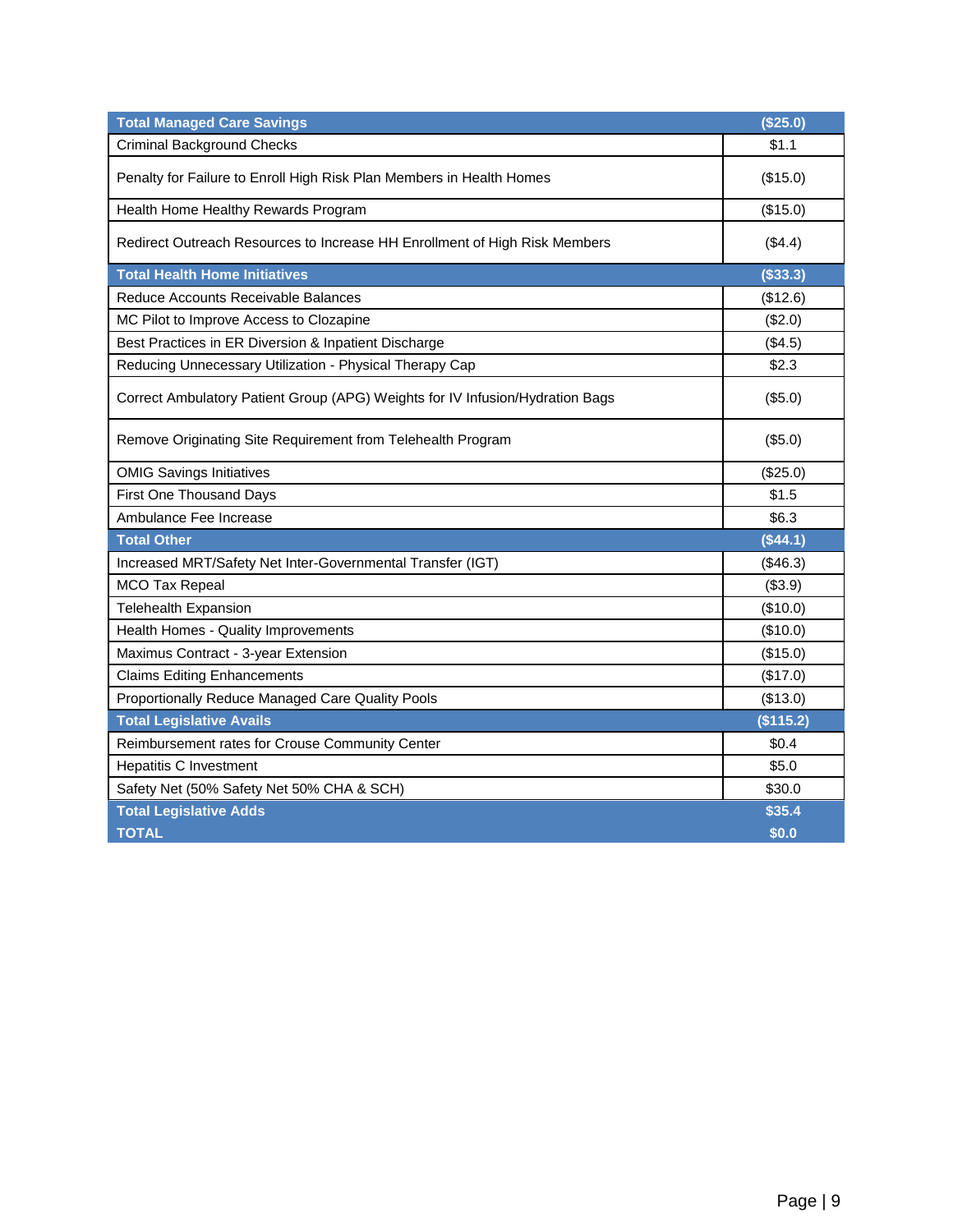| Total Managed Care Savings | ($25.0) |
|---|---|
| Criminal Background Checks | $1.1 |
| Penalty for Failure to Enroll High Risk Plan Members in Health Homes | ($15.0) |
| Health Home Healthy Rewards Program | ($15.0) |
| Redirect Outreach Resources to Increase HH Enrollment of High Risk Members | ($4.4) |
| **Total Health Home Initiatives** | **($33.3)** |
| Reduce Accounts Receivable Balances | ($12.6) |
| MC Pilot to Improve Access to Clozapine | ($2.0) |
| Best Practices in ER Diversion & Inpatient Discharge | ($4.5) |
| Reducing Unnecessary Utilization - Physical Therapy Cap | $2.3 |
| Correct Ambulatory Patient Group (APG) Weights for IV Infusion/Hydration Bags | ($5.0) |
| Remove Originating Site Requirement from Telehealth Program | ($5.0) |
| OMIG Savings Initiatives | ($25.0) |
| First One Thousand Days | $1.5 |
| Ambulance Fee Increase | $6.3 |
| **Total Other** | **($44.1)** |
| Increased MRT/Safety Net Inter-Governmental Transfer (IGT) | ($46.3) |
| MCO Tax Repeal | ($3.9) |
| Telehealth Expansion | ($10.0) |
| Health Homes - Quality Improvements | ($10.0) |
| Maximus Contract - 3-year Extension | ($15.0) |
| Claims Editing Enhancements | ($17.0) |
| Proportionally Reduce Managed Care Quality Pools | ($13.0) |
| **Total Legislative Avails** | **($115.2)** |
| Reimbursement rates for Crouse Community Center | $0.4 |
| Hepatitis C Investment | $5.0 |
| Safety Net (50% Safety Net 50% CHA & SCH) | $30.0 |
| **Total Legislative Adds** | **$35.4** |
| **TOTAL** | **$0.0** |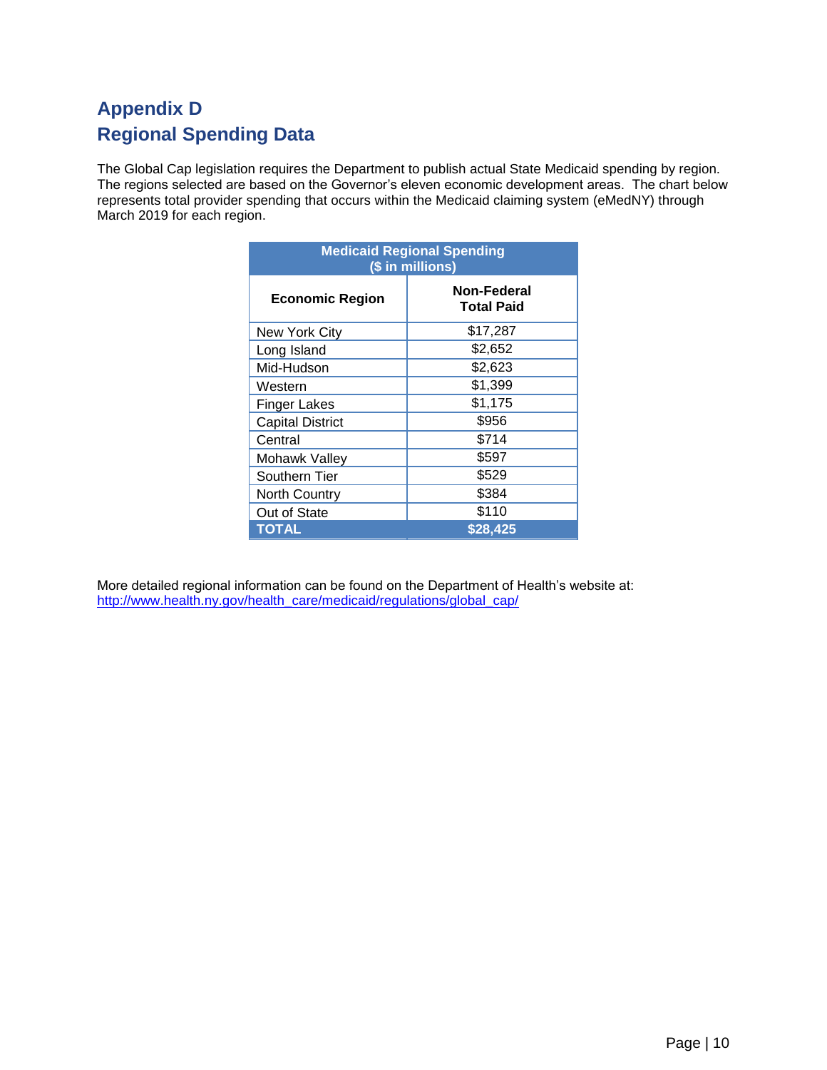# Appendix D
# Regional Spending Data

The Global Cap legislation requires the Department to publish actual State Medicaid spending by region. The regions selected are based on the Governor's eleven economic development areas. The chart below represents total provider spending that occurs within the Medicaid claiming system (eMedNY) through March 2019 for each region.

| Medicaid Regional Spending ($ in millions) | |
|---|---|
| **Economic Region** | **Non-Federal Total Paid** |
| New York City | $17,287 |
| Long Island | $2,652 |
| Mid-Hudson | $2,623 |
| Western | $1,399 |
| Finger Lakes | $1,175 |
| Capital District | $956 |
| Central | $714 |
| Mohawk Valley | $597 |
| Southern Tier | $529 |
| North Country | $384 |
| Out of State | $110 |
| **TOTAL** | **$28,425** |

More detailed regional information can be found on the Department of Health's website at:
http://www.health.ny.gov/health_care/medicaid/regulations/global_cap/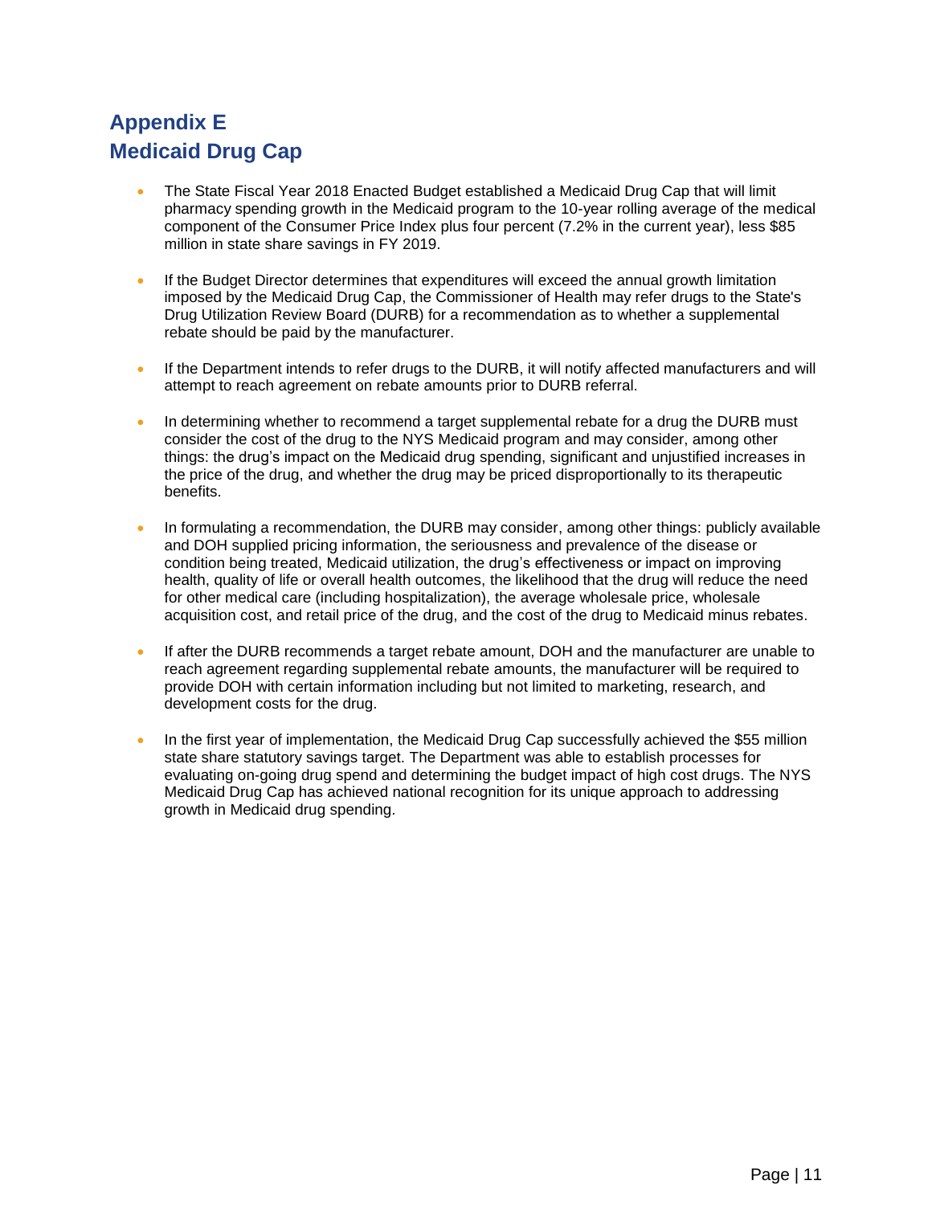# Appendix E
# Medicaid Drug Cap

- The State Fiscal Year 2018 Enacted Budget established a Medicaid Drug Cap that will limit pharmacy spending growth in the Medicaid program to the 10-year rolling average of the medical component of the Consumer Price Index plus four percent (7.2% in the current year), less $85 million in state share savings in FY 2019.
- If the Budget Director determines that expenditures will exceed the annual growth limitation imposed by the Medicaid Drug Cap, the Commissioner of Health may refer drugs to the State's Drug Utilization Review Board (DURB) for a recommendation as to whether a supplemental rebate should be paid by the manufacturer.
- If the Department intends to refer drugs to the DURB, it will notify affected manufacturers and will attempt to reach agreement on rebate amounts prior to DURB referral.
- In determining whether to recommend a target supplemental rebate for a drug the DURB must consider the cost of the drug to the NYS Medicaid program and may consider, among other things: the drug's impact on the Medicaid drug spending, significant and unjustified increases in the price of the drug, and whether the drug may be priced disproportionally to its therapeutic benefits.
- In formulating a recommendation, the DURB may consider, among other things: publicly available and DOH supplied pricing information, the seriousness and prevalence of the disease or condition being treated, Medicaid utilization, the drug's effectiveness or impact on improving health, quality of life or overall health outcomes, the likelihood that the drug will reduce the need for other medical care (including hospitalization), the average wholesale price, wholesale acquisition cost, and retail price of the drug, and the cost of the drug to Medicaid minus rebates.
- If after the DURB recommends a target rebate amount, DOH and the manufacturer are unable to reach agreement regarding supplemental rebate amounts, the manufacturer will be required to provide DOH with certain information including but not limited to marketing, research, and development costs for the drug.
- In the first year of implementation, the Medicaid Drug Cap successfully achieved the $55 million state share statutory savings target. The Department was able to establish processes for evaluating on-going drug spend and determining the budget impact of high cost drugs. The NYS Medicaid Drug Cap has achieved national recognition for its unique approach to addressing growth in Medicaid drug spending.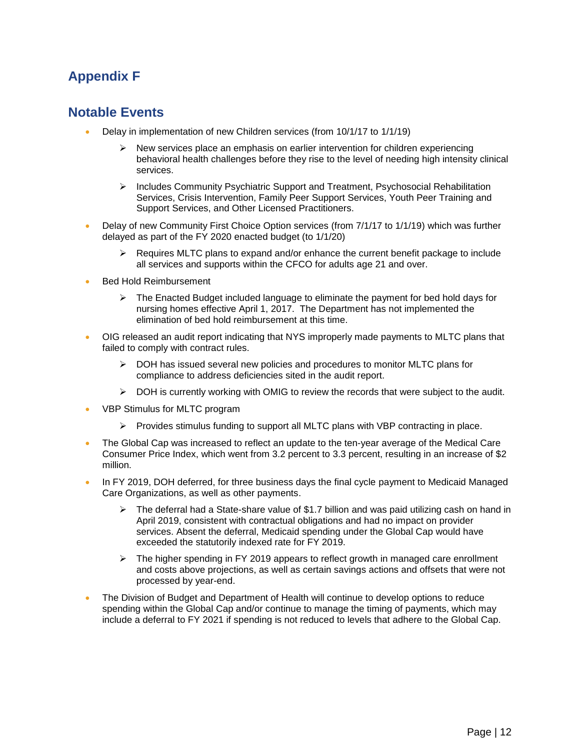# Appendix F

## Notable Events

- Delay in implementation of new Children services (from 10/1/17 to 1/1/19)
  - New services place an emphasis on earlier intervention for children experiencing behavioral health challenges before they rise to the level of needing high intensity clinical services.
  - Includes Community Psychiatric Support and Treatment, Psychosocial Rehabilitation Services, Crisis Intervention, Family Peer Support Services, Youth Peer Training and Support Services, and Other Licensed Practitioners.
- Delay of new Community First Choice Option services (from 7/1/17 to 1/1/19) which was further delayed as part of the FY 2020 enacted budget (to 1/1/20)
  - Requires MLTC plans to expand and/or enhance the current benefit package to include all services and supports within the CFCO for adults age 21 and over.
- Bed Hold Reimbursement
  - The Enacted Budget included language to eliminate the payment for bed hold days for nursing homes effective April 1, 2017. The Department has not implemented the elimination of bed hold reimbursement at this time.
- OIG released an audit report indicating that NYS improperly made payments to MLTC plans that failed to comply with contract rules.
  - DOH has issued several new policies and procedures to monitor MLTC plans for compliance to address deficiencies sited in the audit report.
  - DOH is currently working with OMIG to review the records that were subject to the audit.
- VBP Stimulus for MLTC program
  - Provides stimulus funding to support all MLTC plans with VBP contracting in place.
- The Global Cap was increased to reflect an update to the ten-year average of the Medical Care Consumer Price Index, which went from 3.2 percent to 3.3 percent, resulting in an increase of $2 million.
- In FY 2019, DOH deferred, for three business days the final cycle payment to Medicaid Managed Care Organizations, as well as other payments.
  - The deferral had a State-share value of $1.7 billion and was paid utilizing cash on hand in April 2019, consistent with contractual obligations and had no impact on provider services. Absent the deferral, Medicaid spending under the Global Cap would have exceeded the statutorily indexed rate for FY 2019.
  - The higher spending in FY 2019 appears to reflect growth in managed care enrollment and costs above projections, as well as certain savings actions and offsets that were not processed by year-end.
- The Division of Budget and Department of Health will continue to develop options to reduce spending within the Global Cap and/or continue to manage the timing of payments, which may include a deferral to FY 2021 if spending is not reduced to levels that adhere to the Global Cap.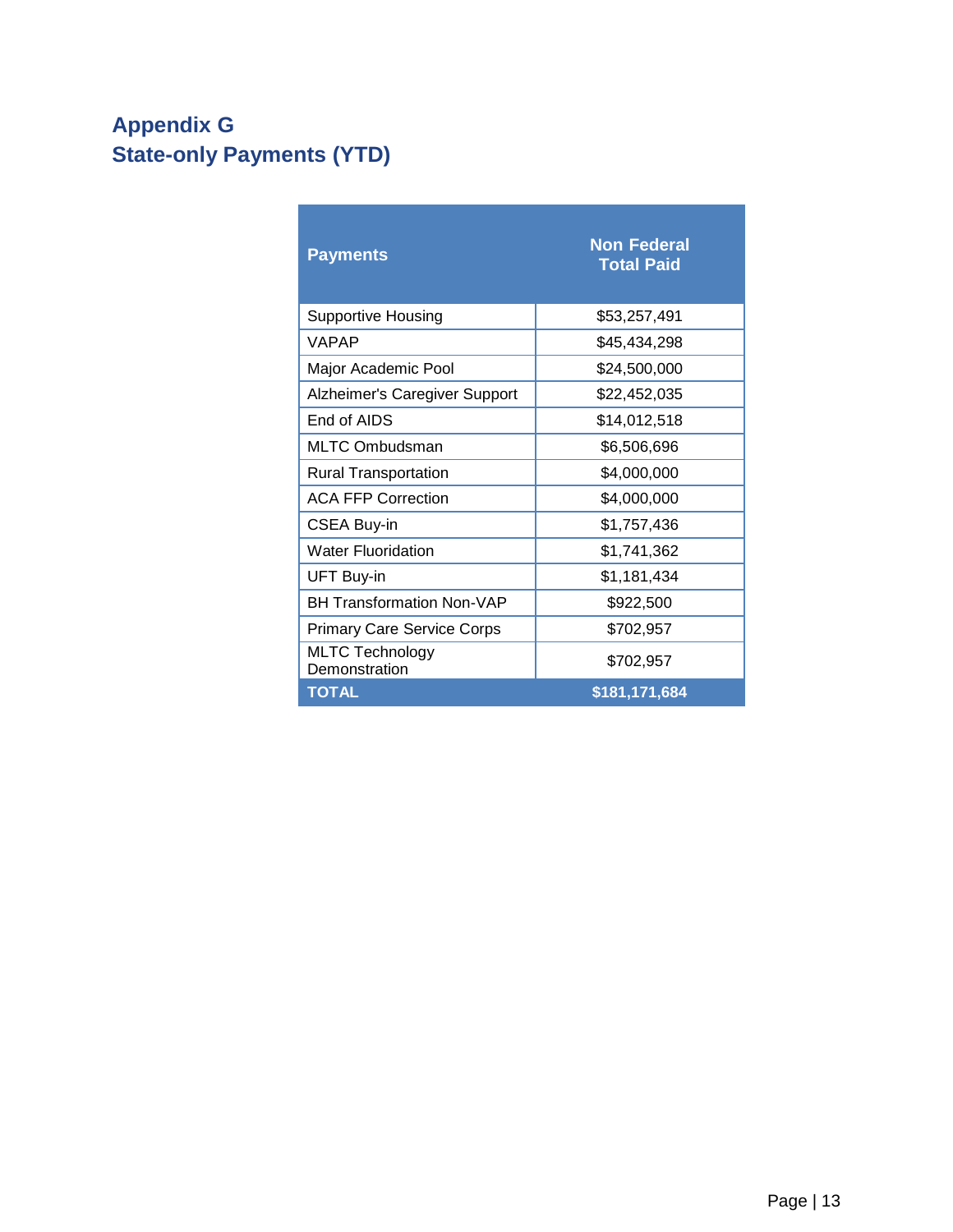## Appendix G
## State-only Payments (YTD)

| Payments | Non Federal Total Paid |
|---|---|
| Supportive Housing | $53,257,491 |
| VAPAP | $45,434,298 |
| Major Academic Pool | $24,500,000 |
| Alzheimer's Caregiver Support | $22,452,035 |
| End of AIDS | $14,012,518 |
| MLTC Ombudsman | $6,506,696 |
| Rural Transportation | $4,000,000 |
| ACA FFP Correction | $4,000,000 |
| CSEA Buy-in | $1,757,436 |
| Water Fluoridation | $1,741,362 |
| UFT Buy-in | $1,181,434 |
| BH Transformation Non-VAP | $922,500 |
| Primary Care Service Corps | $702,957 |
| MLTC Technology Demonstration | $702,957 |
| **TOTAL** | **$181,171,684** |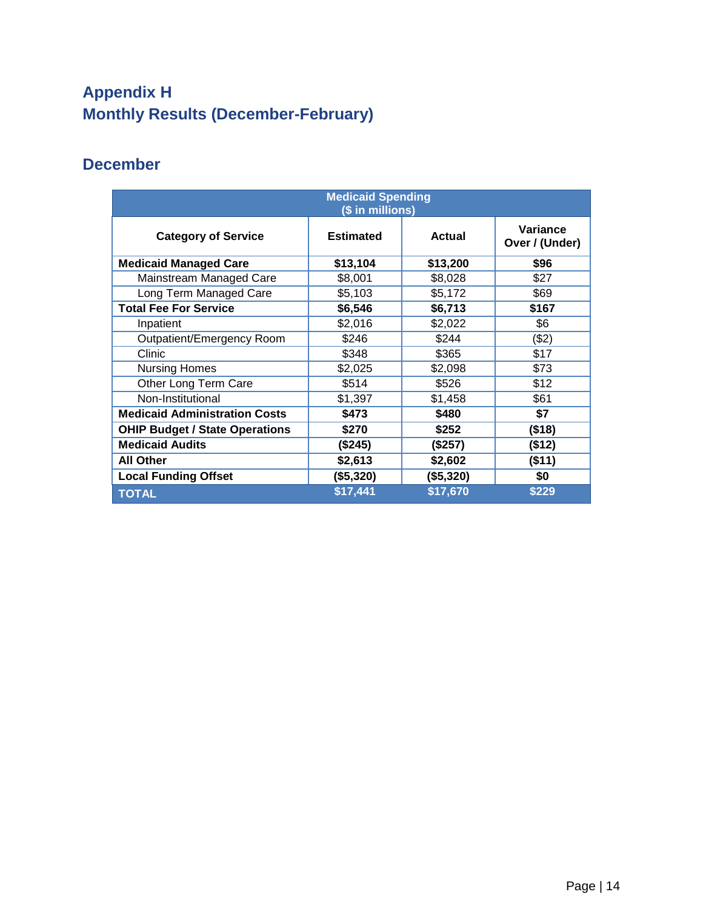# Appendix H
# Monthly Results (December-February)

## December

| Medicaid Spending ($ in millions) | | | |
|---|---|---|---|
| **Category of Service** | **Estimated** | **Actual** | **Variance Over / (Under)** |
| **Medicaid Managed Care** | **$13,104** | **$13,200** | **$96** |
| Mainstream Managed Care | $8,001 | $8,028 | $27 |
| Long Term Managed Care | $5,103 | $5,172 | $69 |
| **Total Fee For Service** | **$6,546** | **$6,713** | **$167** |
| Inpatient | $2,016 | $2,022 | $6 |
| Outpatient/Emergency Room | $246 | $244 | ($2) |
| Clinic | $348 | $365 | $17 |
| Nursing Homes | $2,025 | $2,098 | $73 |
| Other Long Term Care | $514 | $526 | $12 |
| Non-Institutional | $1,397 | $1,458 | $61 |
| **Medicaid Administration Costs** | **$473** | **$480** | **$7** |
| **OHIP Budget / State Operations** | **$270** | **$252** | **($18)** |
| **Medicaid Audits** | **($245)** | **($257)** | **($12)** |
| **All Other** | **$2,613** | **$2,602** | **($11)** |
| **Local Funding Offset** | **($5,320)** | **($5,320)** | **$0** |
| **TOTAL** | **$17,441** | **$17,670** | **$229** |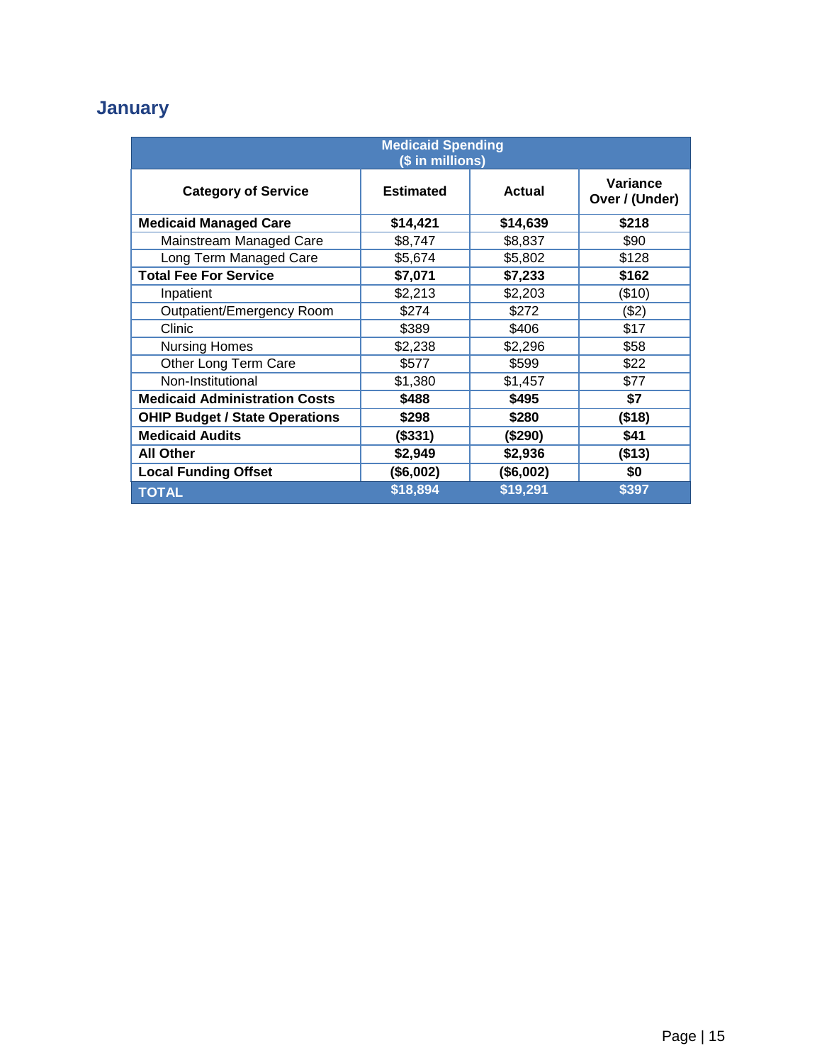## January

| Medicaid Spending ($ in millions) | | | |
|---|---|---|---|
| **Category of Service** | **Estimated** | **Actual** | **Variance Over / (Under)** |
| **Medicaid Managed Care** | **$14,421** | **$14,639** | **$218** |
| Mainstream Managed Care | $8,747 | $8,837 | $90 |
| Long Term Managed Care | $5,674 | $5,802 | $128 |
| **Total Fee For Service** | **$7,071** | **$7,233** | **$162** |
| Inpatient | $2,213 | $2,203 | ($10) |
| Outpatient/Emergency Room | $274 | $272 | ($2) |
| Clinic | $389 | $406 | $17 |
| Nursing Homes | $2,238 | $2,296 | $58 |
| Other Long Term Care | $577 | $599 | $22 |
| Non-Institutional | $1,380 | $1,457 | $77 |
| **Medicaid Administration Costs** | **$488** | **$495** | **$7** |
| **OHIP Budget / State Operations** | **$298** | **$280** | **($18)** |
| **Medicaid Audits** | **($331)** | **($290)** | **$41** |
| **All Other** | **$2,949** | **$2,936** | **($13)** |
| **Local Funding Offset** | **($6,002)** | **($6,002)** | **$0** |
| **TOTAL** | **$18,894** | **$19,291** | **$397** |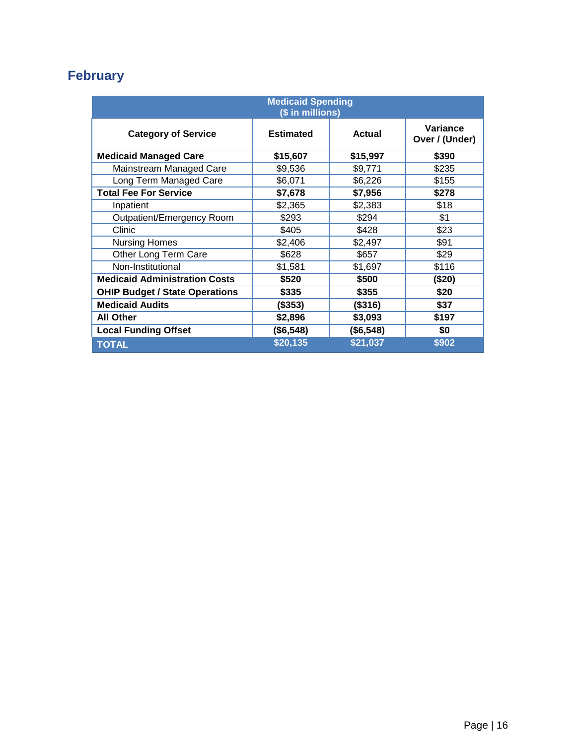## February

| Medicaid Spending ($ in millions) | | | |
|---|---|---|---|
| **Category of Service** | **Estimated** | **Actual** | **Variance Over / (Under)** |
| **Medicaid Managed Care** | **$15,607** | **$15,997** | **$390** |
| Mainstream Managed Care | $9,536 | $9,771 | $235 |
| Long Term Managed Care | $6,071 | $6,226 | $155 |
| **Total Fee For Service** | **$7,678** | **$7,956** | **$278** |
| Inpatient | $2,365 | $2,383 | $18 |
| Outpatient/Emergency Room | $293 | $294 | $1 |
| Clinic | $405 | $428 | $23 |
| Nursing Homes | $2,406 | $2,497 | $91 |
| Other Long Term Care | $628 | $657 | $29 |
| Non-Institutional | $1,581 | $1,697 | $116 |
| **Medicaid Administration Costs** | **$520** | **$500** | **($20)** |
| **OHIP Budget / State Operations** | **$335** | **$355** | **$20** |
| **Medicaid Audits** | **($353)** | **($316)** | **$37** |
| **All Other** | **$2,896** | **$3,093** | **$197** |
| **Local Funding Offset** | **($6,548)** | **($6,548)** | **$0** |
| **TOTAL** | **$20,135** | **$21,037** | **$902** |